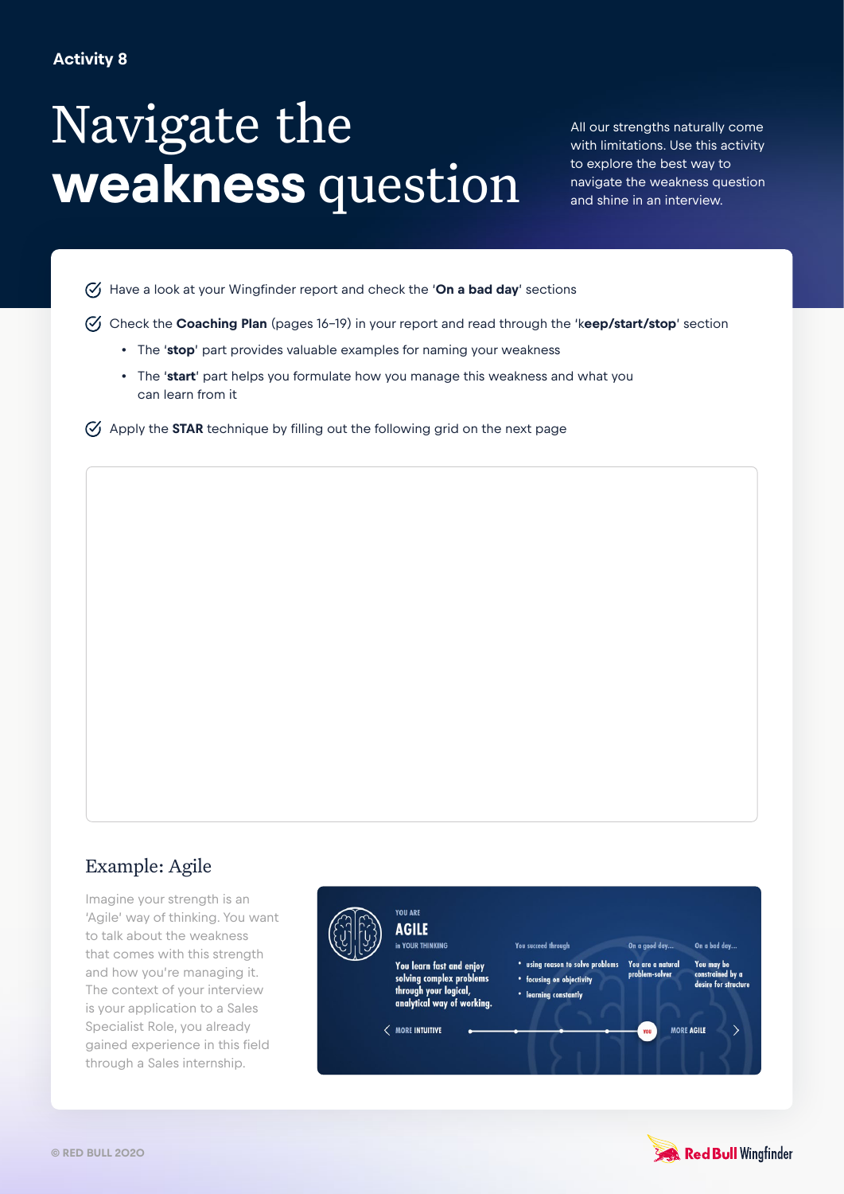Activity 8

# Navigate the **weakness** question

All our strengths naturally come with limitations. Use this activity to explore the best way to navigate the weakness question and shine in an interview.

- Have a look at your Wingfinder report and check the '**On a bad day**' sections
- Check the **Coaching Plan** (pages 16–19) in your report and read through the 'k**eep/start/stop**' section
  - The '**stop**' part provides valuable examples for naming your weakness
  - The '**start**' part helps you formulate how you manage this weakness and what you can learn from it
- Apply the **STAR** technique by filling out the following grid on the next page

## Example: Agile

Imagine your strength is an 'Agile' way of thinking. You want to talk about the weakness that comes with this strength and how you're managing it. The context of your interview is your application to a Sales Specialist Role, you already gained experience in this field through a Sales internship.

YOU ARE

**AGILE**

in YOUR THINKING

**You learn fast and enjoy solving complex problems through your logical, analytical way of working.**

You succeed through

- using reason to solve problems
- focusing on objectivity
- learning constantly

On a good day...

You are a natural problem-solver

On a bad day...

You may be constrained by a desire for structure

MORE INTUITIVE — YOU — MORE AGILE

© RED BULL 2020

Red Bull Wingfinder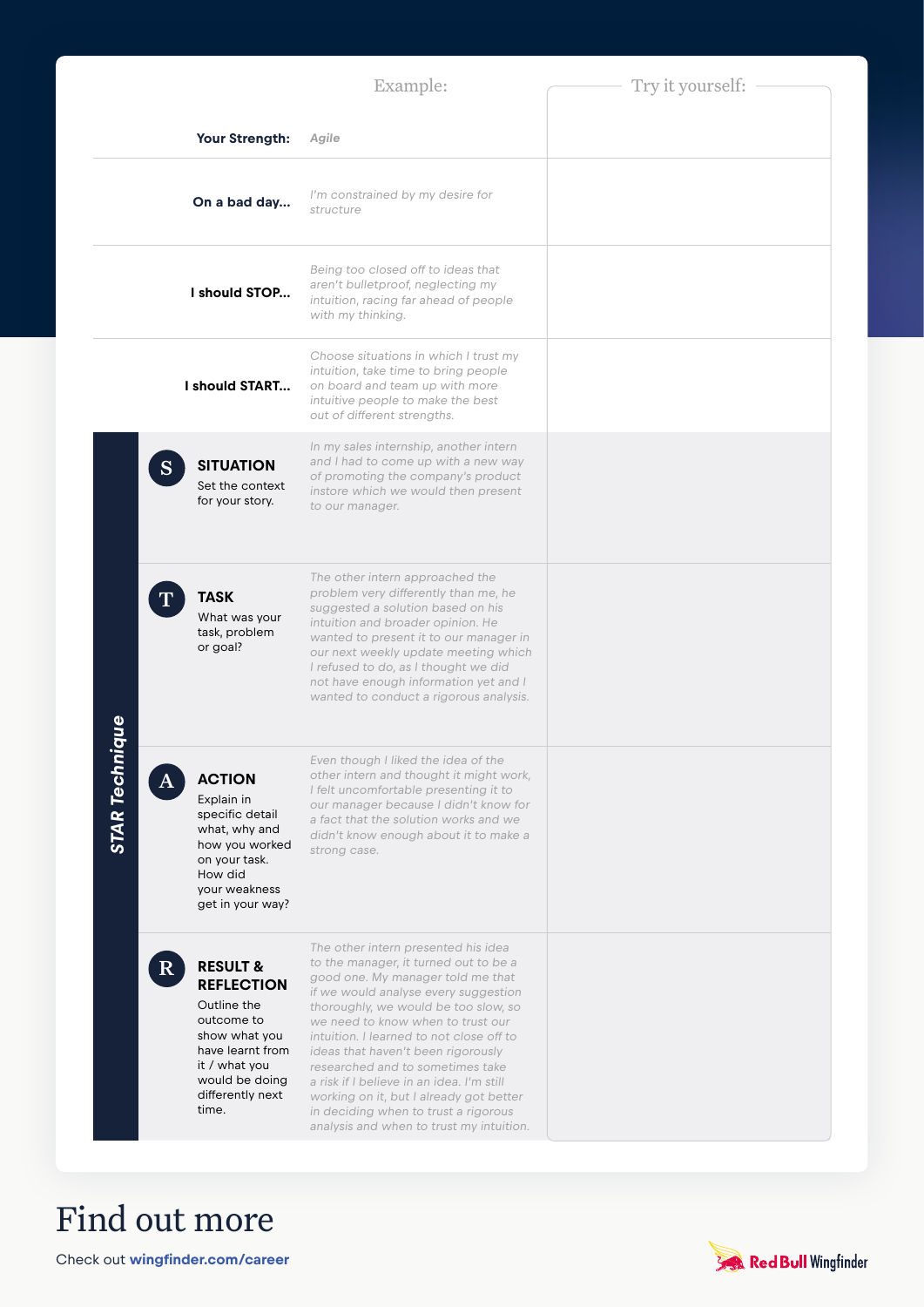| | Example: | Try it yourself: |
|---|---|---|
| **Your Strength:** | *Agile* | |
| **On a bad day...** | *I'm constrained by my desire for structure* | |
| **I should STOP...** | *Being too closed off to ideas that aren't bulletproof, neglecting my intuition, racing far ahead of people with my thinking.* | |
| **I should START...** | *Choose situations in which I trust my intuition, take time to bring people on board and team up with more intuitive people to make the best out of different strengths.* | |

**STAR Technique**

| | Example: | Try it yourself: |
|---|---|---|
| **S — SITUATION** Set the context for your story. | *In my sales internship, another intern and I had to come up with a new way of promoting the company's product instore which we would then present to our manager.* | |
| **T — TASK** What was your task, problem or goal? | *The other intern approached the problem very differently than me, he suggested a solution based on his intuition and broader opinion. He wanted to present it to our manager in our next weekly update meeting which I refused to do, as I thought we did not have enough information yet and I wanted to conduct a rigorous analysis.* | |
| **A — ACTION** Explain in specific detail what, why and how you worked on your task. How did your weakness get in your way? | *Even though I liked the idea of the other intern and thought it might work, I felt uncomfortable presenting it to our manager because I didn't know for a fact that the solution works and we didn't know enough about it to make a strong case.* | |
| **R — RESULT & REFLECTION** Outline the outcome to show what you have learnt from it / what you would be doing differently next time. | *The other intern presented his idea to the manager, it turned out to be a good one. My manager told me that if we would analyse every suggestion thoroughly, we would be too slow, so we need to know when to trust our intuition. I learned to not close off to ideas that haven't been rigorously researched and to sometimes take a risk if I believe in an idea. I'm still working on it, but I already got better in deciding when to trust a rigorous analysis and when to trust my intuition.* | |

# Find out more

Check out **wingfinder.com/career**

Red Bull Wingfinder